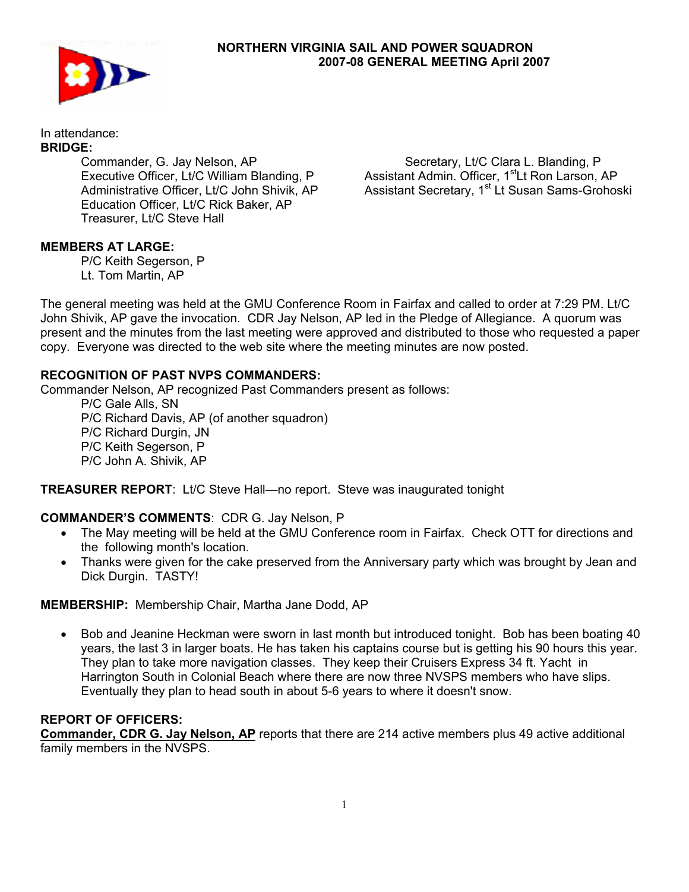# NORTHERN VIRGINIA SAIL AND POWER SQUADRON
## 2007-08 GENERAL MEETING April 2007

In attendance:

**BRIDGE:**

- Commander, G. Jay Nelson, AP
- Executive Officer, Lt/C William Blanding, P
- Administrative Officer, Lt/C John Shivik, AP
- Education Officer, Lt/C Rick Baker, AP
- Treasurer, Lt/C Steve Hall
- Secretary, Lt/C Clara L. Blanding, P
- Assistant Admin. Officer, 1st Lt Ron Larson, AP
- Assistant Secretary, 1st Lt Susan Sams-Grohoski

**MEMBERS AT LARGE:**

- P/C Keith Segerson, P
- Lt. Tom Martin, AP

The general meeting was held at the GMU Conference Room in Fairfax and called to order at 7:29 PM. Lt/C John Shivik, AP gave the invocation. CDR Jay Nelson, AP led in the Pledge of Allegiance. A quorum was present and the minutes from the last meeting were approved and distributed to those who requested a paper copy. Everyone was directed to the web site where the meeting minutes are now posted.

**RECOGNITION OF PAST NVPS COMMANDERS:**

Commander Nelson, AP recognized Past Commanders present as follows:

- P/C Gale Alls, SN
- P/C Richard Davis, AP (of another squadron)
- P/C Richard Durgin, JN
- P/C Keith Segerson, P
- P/C John A. Shivik, AP

**TREASURER REPORT**: Lt/C Steve Hall—no report. Steve was inaugurated tonight

**COMMANDER'S COMMENTS**: CDR G. Jay Nelson, P

- The May meeting will be held at the GMU Conference room in Fairfax. Check OTT for directions and the following month's location.
- Thanks were given for the cake preserved from the Anniversary party which was brought by Jean and Dick Durgin. TASTY!

**MEMBERSHIP:** Membership Chair, Martha Jane Dodd, AP

- Bob and Jeanine Heckman were sworn in last month but introduced tonight. Bob has been boating 40 years, the last 3 in larger boats. He has taken his captains course but is getting his 90 hours this year. They plan to take more navigation classes. They keep their Cruisers Express 34 ft. Yacht in Harrington South in Colonial Beach where there are now three NVSPS members who have slips. Eventually they plan to head south in about 5-6 years to where it doesn't snow.

**REPORT OF OFFICERS:**

**Commander, CDR G. Jay Nelson, AP** reports that there are 214 active members plus 49 active additional family members in the NVSPS.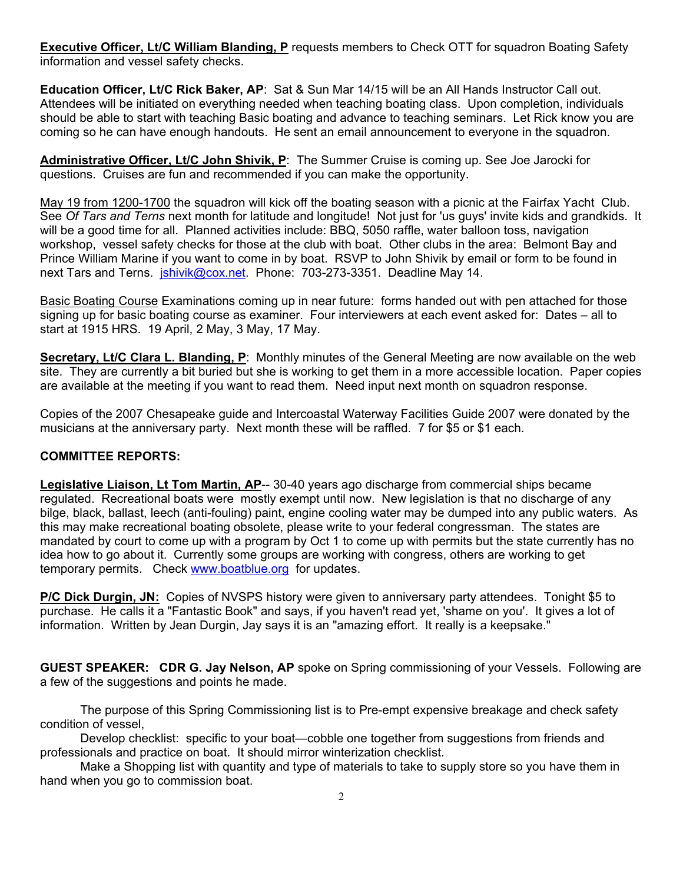**Executive Officer, Lt/C William Blanding, P** requests members to Check OTT for squadron Boating Safety information and vessel safety checks.

**Education Officer, Lt/C Rick Baker, AP**: Sat & Sun Mar 14/15 will be an All Hands Instructor Call out. Attendees will be initiated on everything needed when teaching boating class. Upon completion, individuals should be able to start with teaching Basic boating and advance to teaching seminars. Let Rick know you are coming so he can have enough handouts. He sent an email announcement to everyone in the squadron.

**Administrative Officer, Lt/C John Shivik, P**: The Summer Cruise is coming up. See Joe Jarocki for questions. Cruises are fun and recommended if you can make the opportunity.

May 19 from 1200-1700 the squadron will kick off the boating season with a picnic at the Fairfax Yacht Club. See *Of Tars and Terns* next month for latitude and longitude! Not just for 'us guys' invite kids and grandkids. It will be a good time for all. Planned activities include: BBQ, 5050 raffle, water balloon toss, navigation workshop, vessel safety checks for those at the club with boat. Other clubs in the area: Belmont Bay and Prince William Marine if you want to come in by boat. RSVP to John Shivik by email or form to be found in next Tars and Terns. jshivik@cox.net. Phone: 703-273-3351. Deadline May 14.

Basic Boating Course Examinations coming up in near future: forms handed out with pen attached for those signing up for basic boating course as examiner. Four interviewers at each event asked for: Dates – all to start at 1915 HRS. 19 April, 2 May, 3 May, 17 May.

**Secretary, Lt/C Clara L. Blanding, P**: Monthly minutes of the General Meeting are now available on the web site. They are currently a bit buried but she is working to get them in a more accessible location. Paper copies are available at the meeting if you want to read them. Need input next month on squadron response.

Copies of the 2007 Chesapeake guide and Intercoastal Waterway Facilities Guide 2007 were donated by the musicians at the anniversary party. Next month these will be raffled. 7 for $5 or $1 each.

**COMMITTEE REPORTS:**

**Legislative Liaison, Lt Tom Martin, AP**-- 30-40 years ago discharge from commercial ships became regulated. Recreational boats were mostly exempt until now. New legislation is that no discharge of any bilge, black, ballast, leech (anti-fouling) paint, engine cooling water may be dumped into any public waters. As this may make recreational boating obsolete, please write to your federal congressman. The states are mandated by court to come up with a program by Oct 1 to come up with permits but the state currently has no idea how to go about it. Currently some groups are working with congress, others are working to get temporary permits. Check www.boatblue.org for updates.

**P/C Dick Durgin, JN:** Copies of NVSPS history were given to anniversary party attendees. Tonight $5 to purchase. He calls it a "Fantastic Book" and says, if you haven't read yet, 'shame on you'. It gives a lot of information. Written by Jean Durgin, Jay says it is an "amazing effort. It really is a keepsake."

**GUEST SPEAKER: CDR G. Jay Nelson, AP** spoke on Spring commissioning of your Vessels. Following are a few of the suggestions and points he made.

The purpose of this Spring Commissioning list is to Pre-empt expensive breakage and check safety condition of vessel,

Develop checklist: specific to your boat—cobble one together from suggestions from friends and professionals and practice on boat. It should mirror winterization checklist.

Make a Shopping list with quantity and type of materials to take to supply store so you have them in hand when you go to commission boat.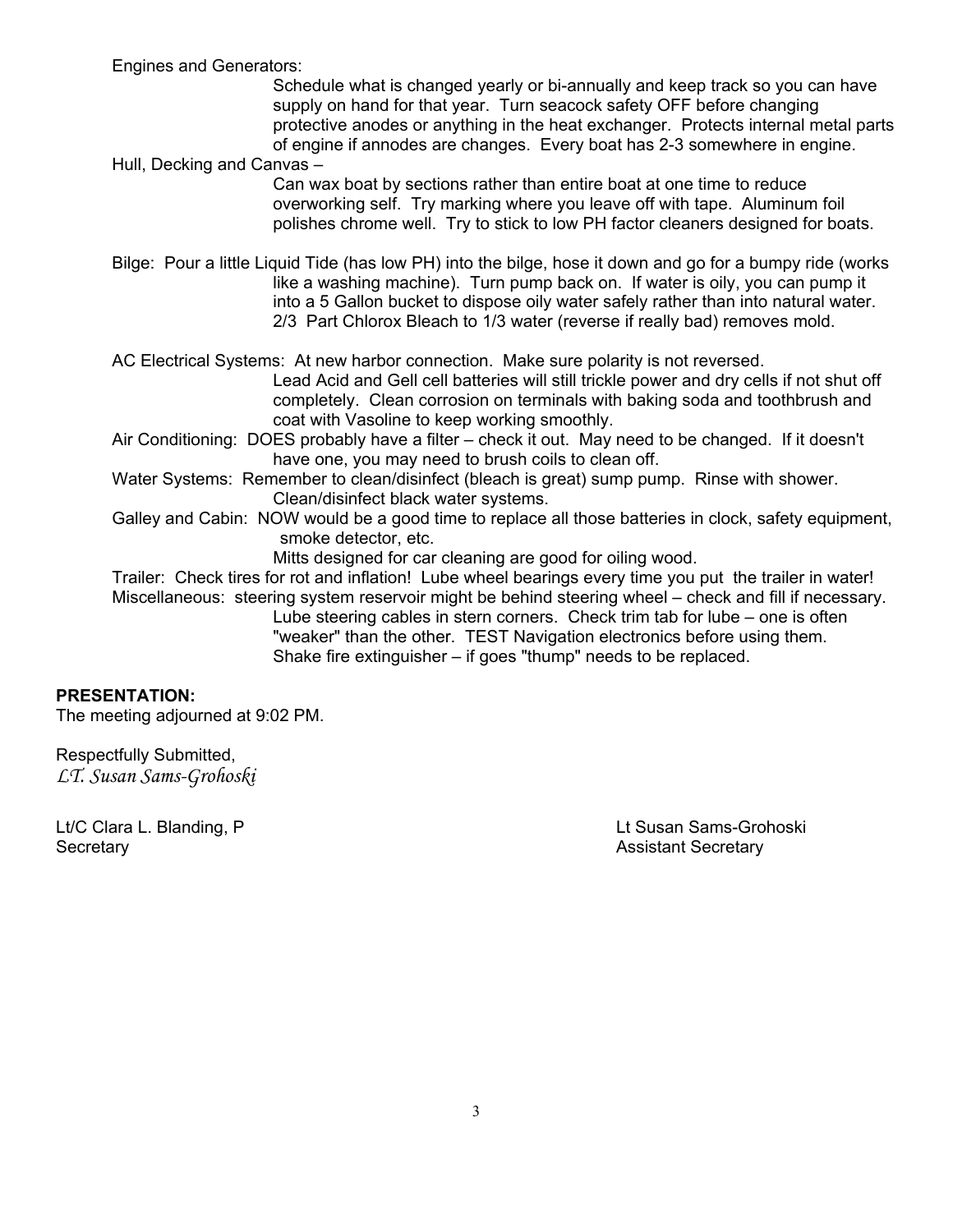Engines and Generators:

Schedule what is changed yearly or bi-annually and keep track so you can have supply on hand for that year. Turn seacock safety OFF before changing protective anodes or anything in the heat exchanger. Protects internal metal parts of engine if annodes are changes. Every boat has 2-3 somewhere in engine.

Hull, Decking and Canvas –

Can wax boat by sections rather than entire boat at one time to reduce overworking self. Try marking where you leave off with tape. Aluminum foil polishes chrome well. Try to stick to low PH factor cleaners designed for boats.

Bilge: Pour a little Liquid Tide (has low PH) into the bilge, hose it down and go for a bumpy ride (works like a washing machine). Turn pump back on. If water is oily, you can pump it into a 5 Gallon bucket to dispose oily water safely rather than into natural water. 2/3 Part Chlorox Bleach to 1/3 water (reverse if really bad) removes mold.

AC Electrical Systems: At new harbor connection. Make sure polarity is not reversed. Lead Acid and Gell cell batteries will still trickle power and dry cells if not shut off completely. Clean corrosion on terminals with baking soda and toothbrush and coat with Vasoline to keep working smoothly.

Air Conditioning: DOES probably have a filter – check it out. May need to be changed. If it doesn't have one, you may need to brush coils to clean off.

Water Systems: Remember to clean/disinfect (bleach is great) sump pump. Rinse with shower. Clean/disinfect black water systems.

Galley and Cabin: NOW would be a good time to replace all those batteries in clock, safety equipment, smoke detector, etc.
Mitts designed for car cleaning are good for oiling wood.

Trailer: Check tires for rot and inflation! Lube wheel bearings every time you put the trailer in water!

Miscellaneous: steering system reservoir might be behind steering wheel – check and fill if necessary. Lube steering cables in stern corners. Check trim tab for lube – one is often "weaker" than the other. TEST Navigation electronics before using them. Shake fire extinguisher – if goes "thump" needs to be replaced.

**PRESENTATION:**
The meeting adjourned at 9:02 PM.

Respectfully Submitted,
*LT. Susan Sams-Grohoski*

Lt/C Clara L. Blanding, P
Secretary

Lt Susan Sams-Grohoski
Assistant Secretary